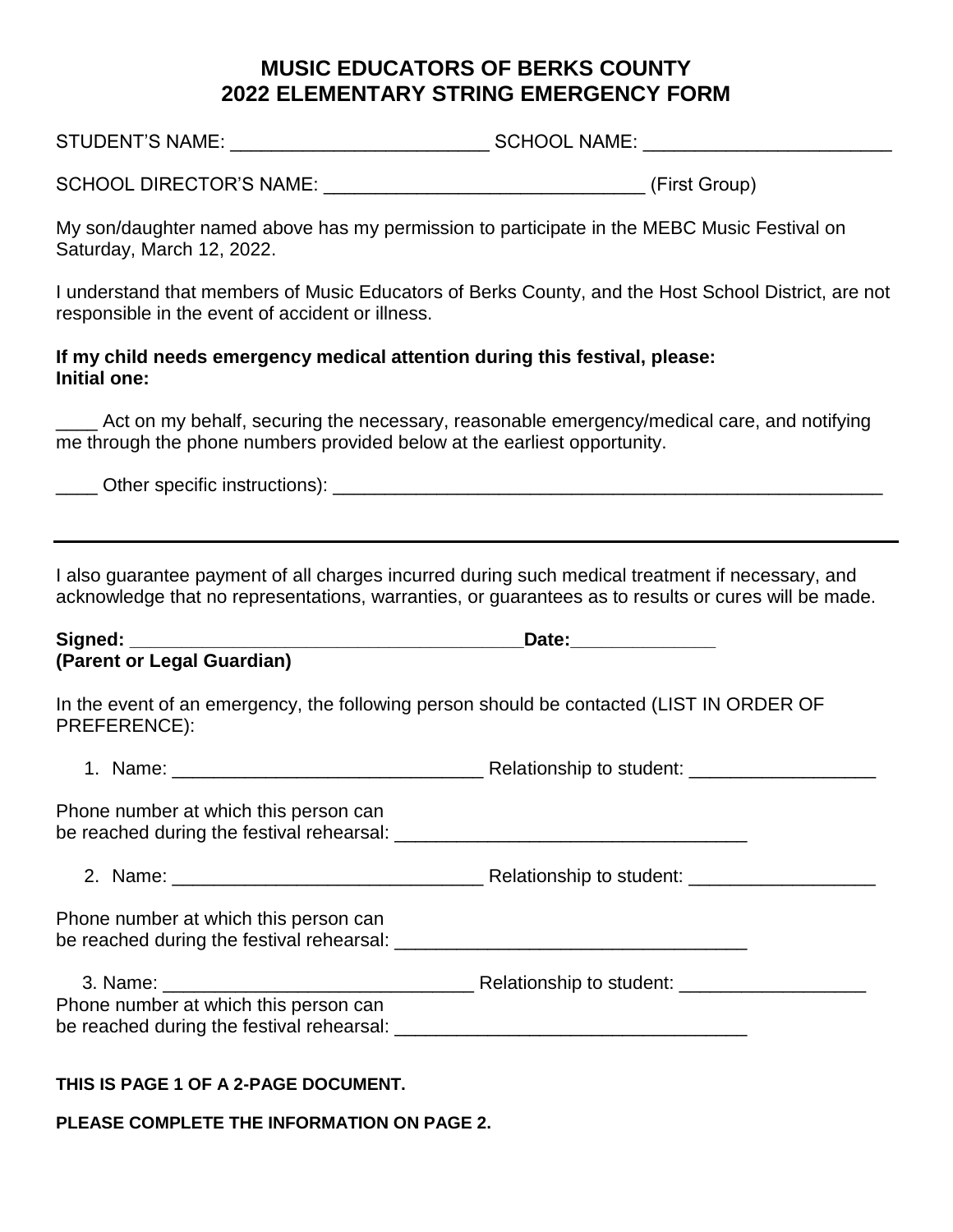# MUSIC EDUCATORS OF BERKS COUNTY
# 2022 ELEMENTARY STRING EMERGENCY FORM

STUDENT'S NAME: _________________________ SCHOOL NAME: ________________________

SCHOOL DIRECTOR'S NAME: _______________________________ (First Group)

My son/daughter named above has my permission to participate in the MEBC Music Festival on Saturday, March 12, 2022.

I understand that members of Music Educators of Berks County, and the Host School District, are not responsible in the event of accident or illness.

**If my child needs emergency medical attention during this festival, please:**
**Initial one:**

____ Act on my behalf, securing the necessary, reasonable emergency/medical care, and notifying me through the phone numbers provided below at the earliest opportunity.

____ Other specific instructions): __________________________________________________________

---

I also guarantee payment of all charges incurred during such medical treatment if necessary, and acknowledge that no representations, warranties, or guarantees as to results or cures will be made.

**Signed: ______________________________________Date:______________**
**(Parent or Legal Guardian)**

In the event of an emergency, the following person should be contacted (LIST IN ORDER OF PREFERENCE):

1. Name: _______________________________ Relationship to student: __________________

Phone number at which this person can be reached during the festival rehearsal: __________________________________

2. Name: _______________________________ Relationship to student: __________________

Phone number at which this person can be reached during the festival rehearsal: __________________________________

3. Name: _______________________________ Relationship to student: __________________

Phone number at which this person can be reached during the festival rehearsal: __________________________________

**THIS IS PAGE 1 OF A 2-PAGE DOCUMENT.**

**PLEASE COMPLETE THE INFORMATION ON PAGE 2.**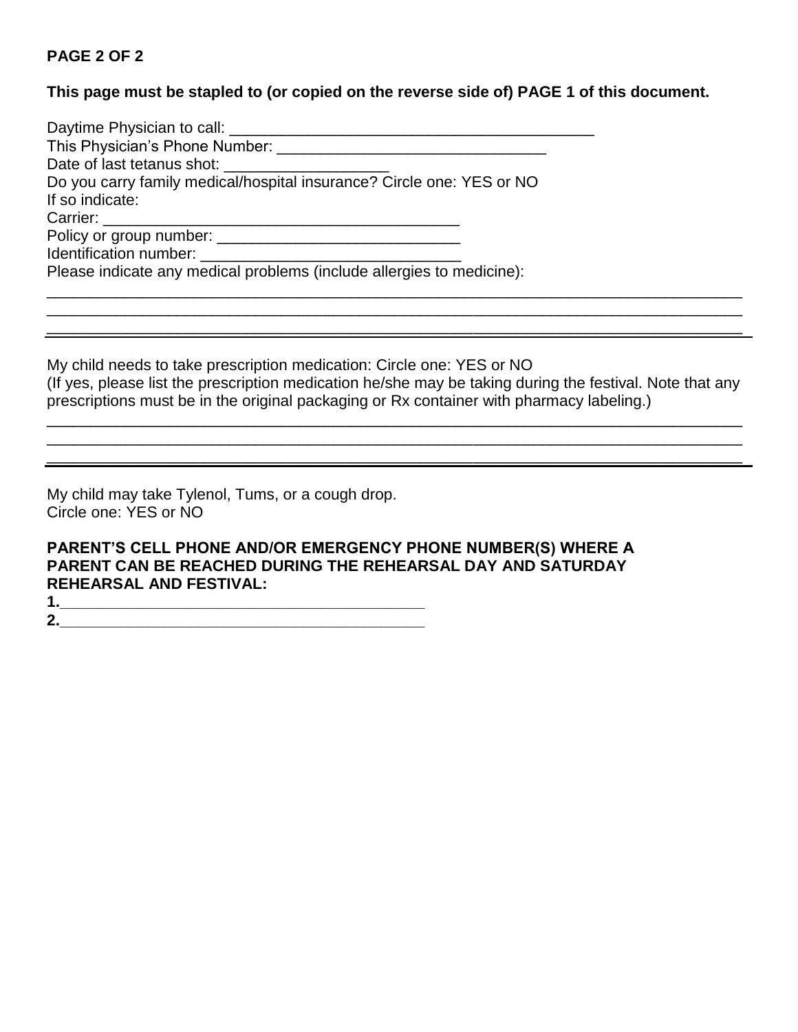**PAGE 2 OF 2**

**This page must be stapled to (or copied on the reverse side of) PAGE 1 of this document.**

Daytime Physician to call: ___________________________________________

This Physician's Phone Number: _______________________________

Date of last tetanus shot: ___________________

Do you carry family medical/hospital insurance? Circle one: YES or NO

If so indicate:

Carrier: _________________________________________

Policy or group number: ____________________________

Identification number: ______________________________

Please indicate any medical problems (include allergies to medicine):

_________________________________________________________________________________

_________________________________________________________________________________

_________________________________________________________________________________

My child needs to take prescription medication: Circle one: YES or NO

(If yes, please list the prescription medication he/she may be taking during the festival. Note that any prescriptions must be in the original packaging or Rx container with pharmacy labeling.)

_________________________________________________________________________________

_________________________________________________________________________________

_________________________________________________________________________________

My child may take Tylenol, Tums, or a cough drop.
Circle one: YES or NO

**PARENT'S CELL PHONE AND/OR EMERGENCY PHONE NUMBER(S) WHERE A PARENT CAN BE REACHED DURING THE REHEARSAL DAY AND SATURDAY REHEARSAL AND FESTIVAL:**

**1.**___________________________________________

**2.**___________________________________________